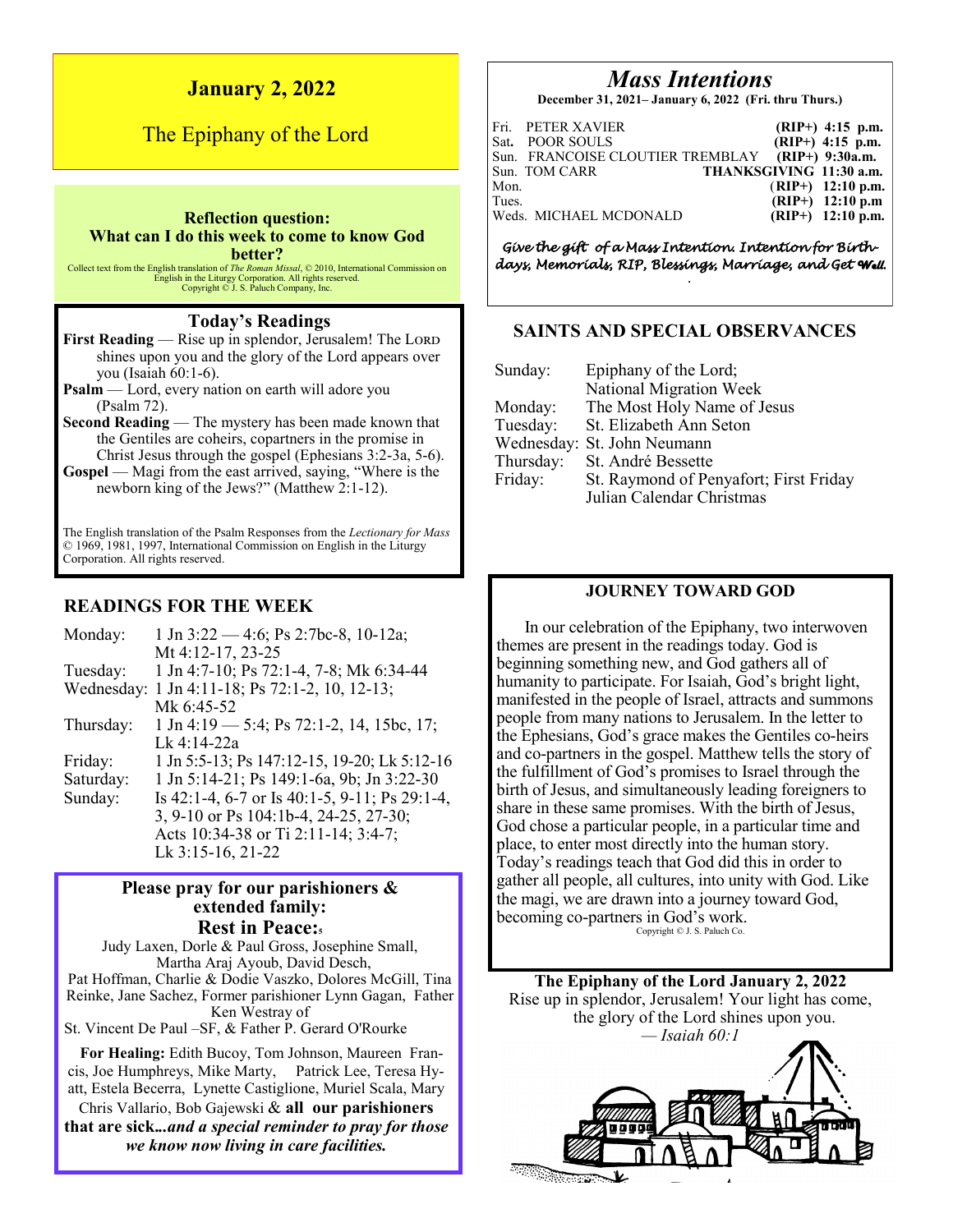# January 2, 2022

## The Epiphany of the Lord

**Reflection question:**
**What can I do this week to come to know God better?**

Collect text from the English translation of *The Roman Missal*, © 2010, International Commission on English in the Liturgy Corporation. All rights reserved. Copyright © J. S. Paluch Company, Inc.

### Today's Readings

**First Reading** — Rise up in splendor, Jerusalem! The LORD shines upon you and the glory of the Lord appears over you (Isaiah 60:1-6).

**Psalm** — Lord, every nation on earth will adore you (Psalm 72).

**Second Reading** — The mystery has been made known that the Gentiles are coheirs, copartners in the promise in Christ Jesus through the gospel (Ephesians 3:2-3a, 5-6).

**Gospel** — Magi from the east arrived, saying, "Where is the newborn king of the Jews?" (Matthew 2:1-12).

The English translation of the Psalm Responses from the *Lectionary for Mass* © 1969, 1981, 1997, International Commission on English in the Liturgy Corporation. All rights reserved.

### READINGS FOR THE WEEK

| | |
|---|---|
| Monday: | 1 Jn 3:22 — 4:6; Ps 2:7bc-8, 10-12a; Mt 4:12-17, 23-25 |
| Tuesday: | 1 Jn 4:7-10; Ps 72:1-4, 7-8; Mk 6:34-44 |
| Wednesday: | 1 Jn 4:11-18; Ps 72:1-2, 10, 12-13; Mk 6:45-52 |
| Thursday: | 1 Jn 4:19 — 5:4; Ps 72:1-2, 14, 15bc, 17; Lk 4:14-22a |
| Friday: | 1 Jn 5:5-13; Ps 147:12-15, 19-20; Lk 5:12-16 |
| Saturday: | 1 Jn 5:14-21; Ps 149:1-6a, 9b; Jn 3:22-30 |
| Sunday: | Is 42:1-4, 6-7 or Is 40:1-5, 9-11; Ps 29:1-4, 3, 9-10 or Ps 104:1b-4, 24-25, 27-30; Acts 10:34-38 or Ti 2:11-14; 3:4-7; Lk 3:15-16, 21-22 |

### Please pray for our parishioners & extended family:

**Rest in Peace:**

Judy Laxen, Dorle & Paul Gross, Josephine Small, Martha Araj Ayoub, David Desch, Pat Hoffman, Charlie & Dodie Vaszko, Dolores McGill, Tina Reinke, Jane Sachez, Former parishioner Lynn Gagan, Father Ken Westray of St. Vincent De Paul –SF, & Father P. Gerard O'Rourke

**For Healing:** Edith Bucoy, Tom Johnson, Maureen Francis, Joe Humphreys, Mike Marty, Patrick Lee, Teresa Hyatt, Estela Becerra, Lynette Castiglione, Muriel Scala, Mary Chris Vallario, Bob Gajewski & **all our parishioners that are sick...*and a special reminder to pray for those we know now living in care facilities.***

## *Mass Intentions*

**December 31, 2021– January 6, 2022 (Fri. thru Thurs.)**

| | | |
|---|---|---|
| Fri. | PETER XAVIER | **(RIP+) 4:15 p.m.** |
| Sat. | POOR SOULS | **(RIP+) 4:15 p.m.** |
| Sun. | FRANCOISE CLOUTIER TREMBLAY | **(RIP+) 9:30a.m.** |
| Sun. | TOM CARR | **THANKSGIVING 11:30 a.m.** |
| Mon. | | **(RIP+) 12:10 p.m.** |
| Tues. | | **(RIP+) 12:10 p.m** |
| Weds. | MICHAEL MCDONALD | **(RIP+) 12:10 p.m.** |

*Give the gift of a Mass Intention. Intention for Birthdays, Memorials, RIP, Blessings, Marriage, and Get Well.*

### SAINTS AND SPECIAL OBSERVANCES

| | |
|---|---|
| Sunday: | Epiphany of the Lord; National Migration Week |
| Monday: | The Most Holy Name of Jesus |
| Tuesday: | St. Elizabeth Ann Seton |
| Wednesday: | St. John Neumann |
| Thursday: | St. André Bessette |
| Friday: | St. Raymond of Penyafort; First Friday Julian Calendar Christmas |

### JOURNEY TOWARD GOD

In our celebration of the Epiphany, two interwoven themes are present in the readings today. God is beginning something new, and God gathers all of humanity to participate. For Isaiah, God's bright light, manifested in the people of Israel, attracts and summons people from many nations to Jerusalem. In the letter to the Ephesians, God's grace makes the Gentiles co-heirs and co-partners in the gospel. Matthew tells the story of the fulfillment of God's promises to Israel through the birth of Jesus, and simultaneously leading foreigners to share in these same promises. With the birth of Jesus, God chose a particular people, in a particular time and place, to enter most directly into the human story. Today's readings teach that God did this in order to gather all people, all cultures, into unity with God. Like the magi, we are drawn into a journey toward God, becoming co-partners in God's work.

Copyright © J. S. Paluch Co.

**The Epiphany of the Lord January 2, 2022**

Rise up in splendor, Jerusalem! Your light has come, the glory of the Lord shines upon you.

*— Isaiah 60:1*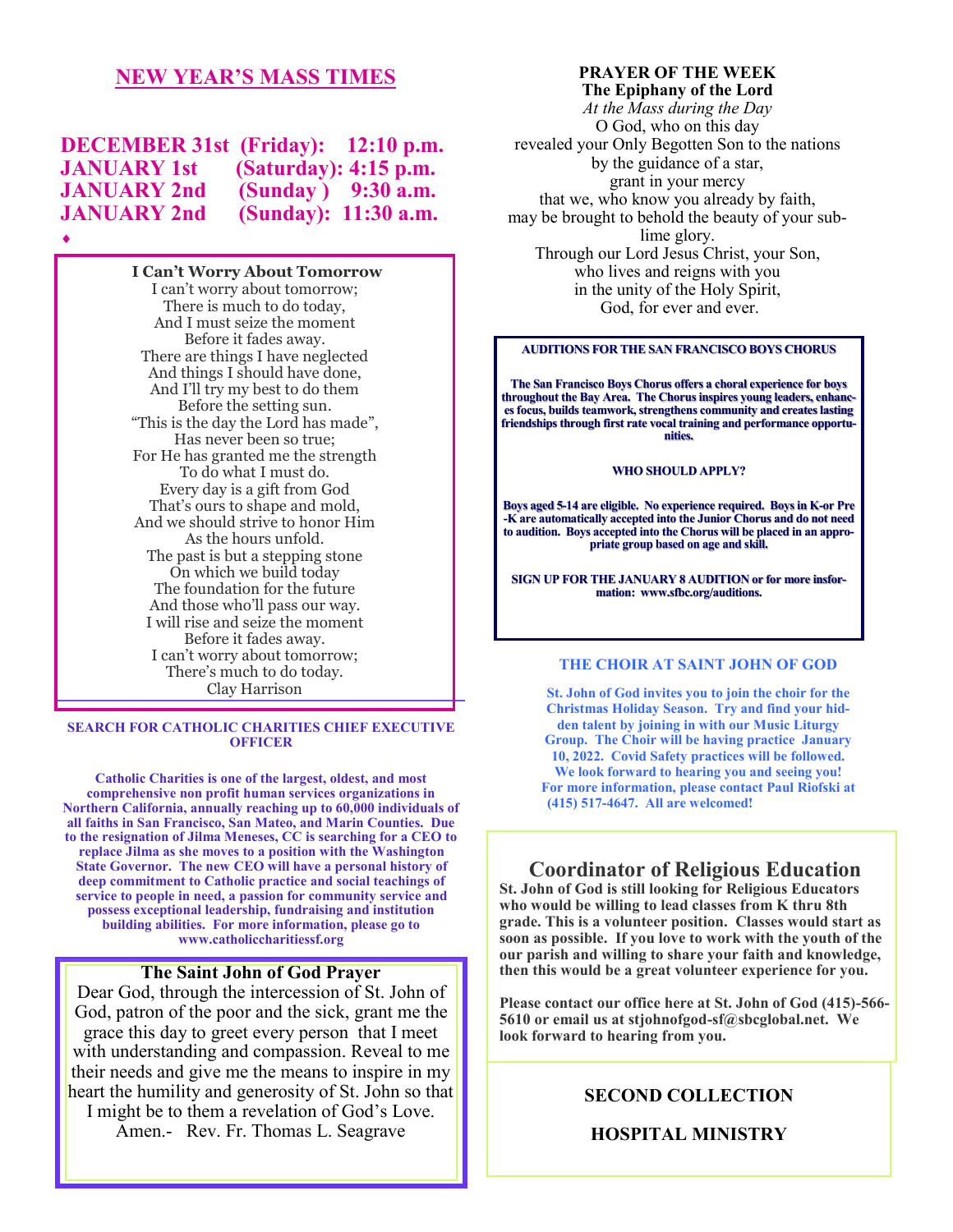## NEW YEAR'S MASS TIMES

**DECEMBER 31st (Friday): 12:10 p.m.**
**JANUARY 1st (Saturday): 4:15 p.m.**
**JANUARY 2nd (Sunday ) 9:30 a.m.**
**JANUARY 2nd (Sunday): 11:30 a.m.**

♦

**I Can't Worry About Tomorrow**

I can't worry about tomorrow;
There is much to do today,
And I must seize the moment
Before it fades away.
There are things I have neglected
And things I should have done,
And I'll try my best to do them
Before the setting sun.
"This is the day the Lord has made",
Has never been so true;
For He has granted me the strength
To do what I must do.
Every day is a gift from God
That's ours to shape and mold,
And we should strive to honor Him
As the hours unfold.
The past is but a stepping stone
On which we build today
The foundation for the future
And those who'll pass our way.
I will rise and seize the moment
Before it fades away.
I can't worry about tomorrow;
There's much to do today.
Clay Harrison

**SEARCH FOR CATHOLIC CHARITIES CHIEF EXECUTIVE OFFICER**

**Catholic Charities is one of the largest, oldest, and most comprehensive non profit human services organizations in Northern California, annually reaching up to 60,000 individuals of all faiths in San Francisco, San Mateo, and Marin Counties. Due to the resignation of Jilma Meneses, CC is searching for a CEO to replace Jilma as she moves to a position with the Washington State Governor. The new CEO will have a personal history of deep commitment to Catholic practice and social teachings of service to people in need, a passion for community service and possess exceptional leadership, fundraising and institution building abilities. For more information, please go to www.catholiccharitiessf.org**

**The Saint John of God Prayer**

Dear God, through the intercession of St. John of God, patron of the poor and the sick, grant me the grace this day to greet every person that I meet with understanding and compassion. Reveal to me their needs and give me the means to inspire in my heart the humility and generosity of St. John so that I might be to them a revelation of God's Love. Amen.- Rev. Fr. Thomas L. Seagrave

**PRAYER OF THE WEEK**
**The Epiphany of the Lord**
*At the Mass during the Day*

O God, who on this day
revealed your Only Begotten Son to the nations
by the guidance of a star,
grant in your mercy
that we, who know you already by faith,
may be brought to behold the beauty of your sublime glory.
Through our Lord Jesus Christ, your Son,
who lives and reigns with you
in the unity of the Holy Spirit,
God, for ever and ever.

**AUDITIONS FOR THE SAN FRANCISCO BOYS CHORUS**

**The San Francisco Boys Chorus offers a choral experience for boys throughout the Bay Area. The Chorus inspires young leaders, enhances focus, builds teamwork, strengthens community and creates lasting friendships through first rate vocal training and performance opportunities.**

**WHO SHOULD APPLY?**

**Boys aged 5-14 are eligible. No experience required. Boys in K-or Pre-K are automatically accepted into the Junior Chorus and do not need to audition. Boys accepted into the Chorus will be placed in an appropriate group based on age and skill.**

**SIGN UP FOR THE JANUARY 8 AUDITION or for more insformation: www.sfbc.org/auditions.**

**THE CHOIR AT SAINT JOHN OF GOD**

**St. John of God invites you to join the choir for the Christmas Holiday Season. Try and find your hidden talent by joining in with our Music Liturgy Group. The Choir will be having practice January 10, 2022. Covid Safety practices will be followed. We look forward to hearing you and seeing you! For more information, please contact Paul Riofski at (415) 517-4647. All are welcomed!**

## Coordinator of Religious Education

**St. John of God is still looking for Religious Educators who would be willing to lead classes from K thru 8th grade. This is a volunteer position. Classes would start as soon as possible. If you love to work with the youth of the our parish and willing to share your faith and knowledge, then this would be a great volunteer experience for you.**

**Please contact our office here at St. John of God (415)-566-5610 or email us at stjohnofgod-sf@sbcglobal.net. We look forward to hearing from you.**

**SECOND COLLECTION**

**HOSPITAL MINISTRY**